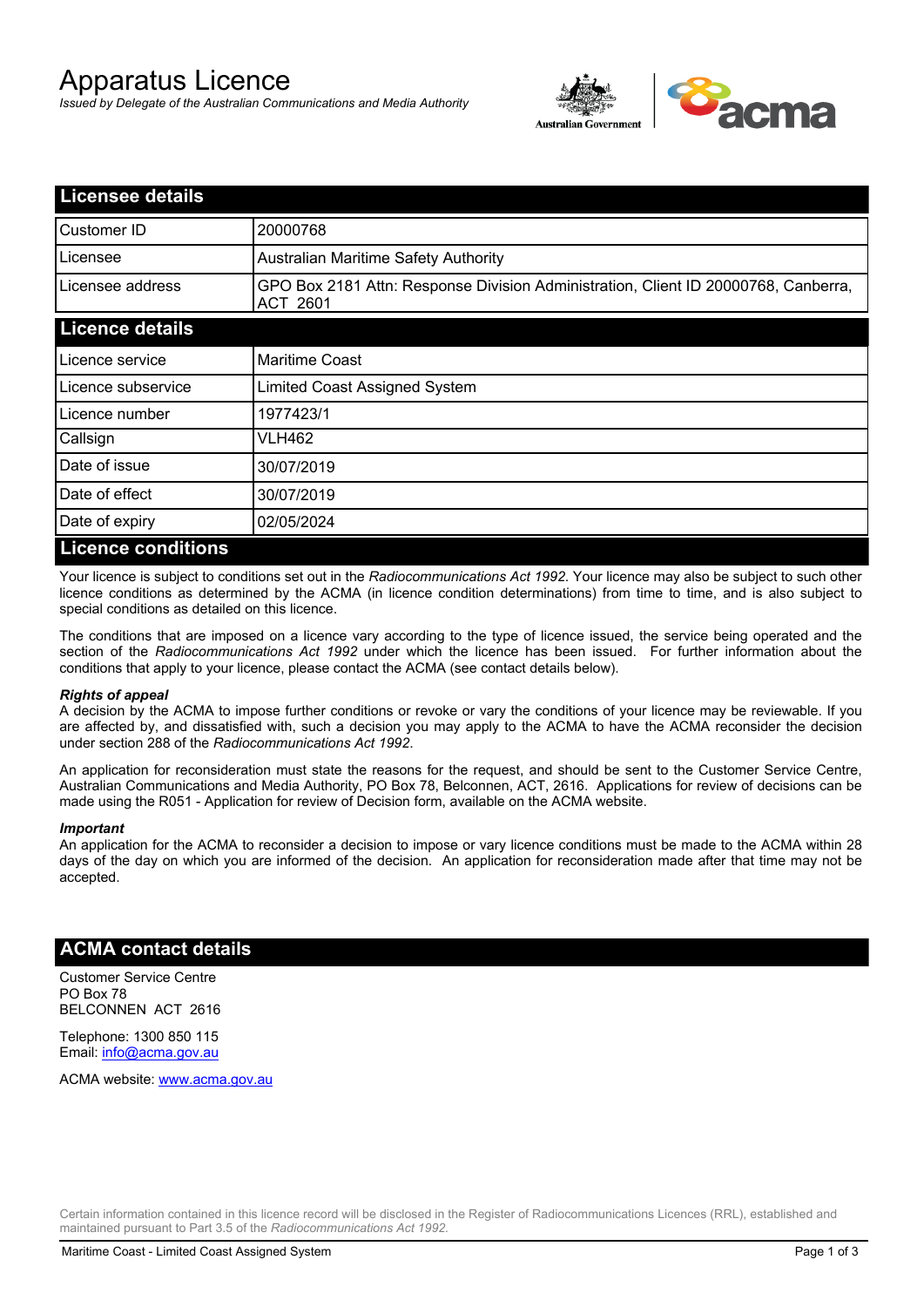# Apparatus Licence

*Issued by Delegate of the Australian Communications and Media Authority*

## Licensee details

| | |
|---|---|
| Customer ID | 20000768 |
| Licensee | Australian Maritime Safety Authority |
| Licensee address | GPO Box 2181 Attn: Response Division Administration, Client ID 20000768, Canberra, ACT 2601 |

## Licence details

| | |
|---|---|
| Licence service | Maritime Coast |
| Licence subservice | Limited Coast Assigned System |
| Licence number | 1977423/1 |
| Callsign | VLH462 |
| Date of issue | 30/07/2019 |
| Date of effect | 30/07/2019 |
| Date of expiry | 02/05/2024 |

## Licence conditions

Your licence is subject to conditions set out in the *Radiocommunications Act 1992*. Your licence may also be subject to such other licence conditions as determined by the ACMA (in licence condition determinations) from time to time, and is also subject to special conditions as detailed on this licence.

The conditions that are imposed on a licence vary according to the type of licence issued, the service being operated and the section of the *Radiocommunications Act 1992* under which the licence has been issued. For further information about the conditions that apply to your licence, please contact the ACMA (see contact details below).

***Rights of appeal***

A decision by the ACMA to impose further conditions or revoke or vary the conditions of your licence may be reviewable. If you are affected by, and dissatisfied with, such a decision you may apply to the ACMA to have the ACMA reconsider the decision under section 288 of the *Radiocommunications Act 1992*.

An application for reconsideration must state the reasons for the request, and should be sent to the Customer Service Centre, Australian Communications and Media Authority, PO Box 78, Belconnen, ACT, 2616. Applications for review of decisions can be made using the R051 - Application for review of Decision form, available on the ACMA website.

***Important***

An application for the ACMA to reconsider a decision to impose or vary licence conditions must be made to the ACMA within 28 days of the day on which you are informed of the decision. An application for reconsideration made after that time may not be accepted.

## ACMA contact details

Customer Service Centre
PO Box 78
BELCONNEN ACT 2616

Telephone: 1300 850 115
Email: info@acma.gov.au

ACMA website: www.acma.gov.au

Certain information contained in this licence record will be disclosed in the Register of Radiocommunications Licences (RRL), established and maintained pursuant to Part 3.5 of the *Radiocommunications Act 1992.*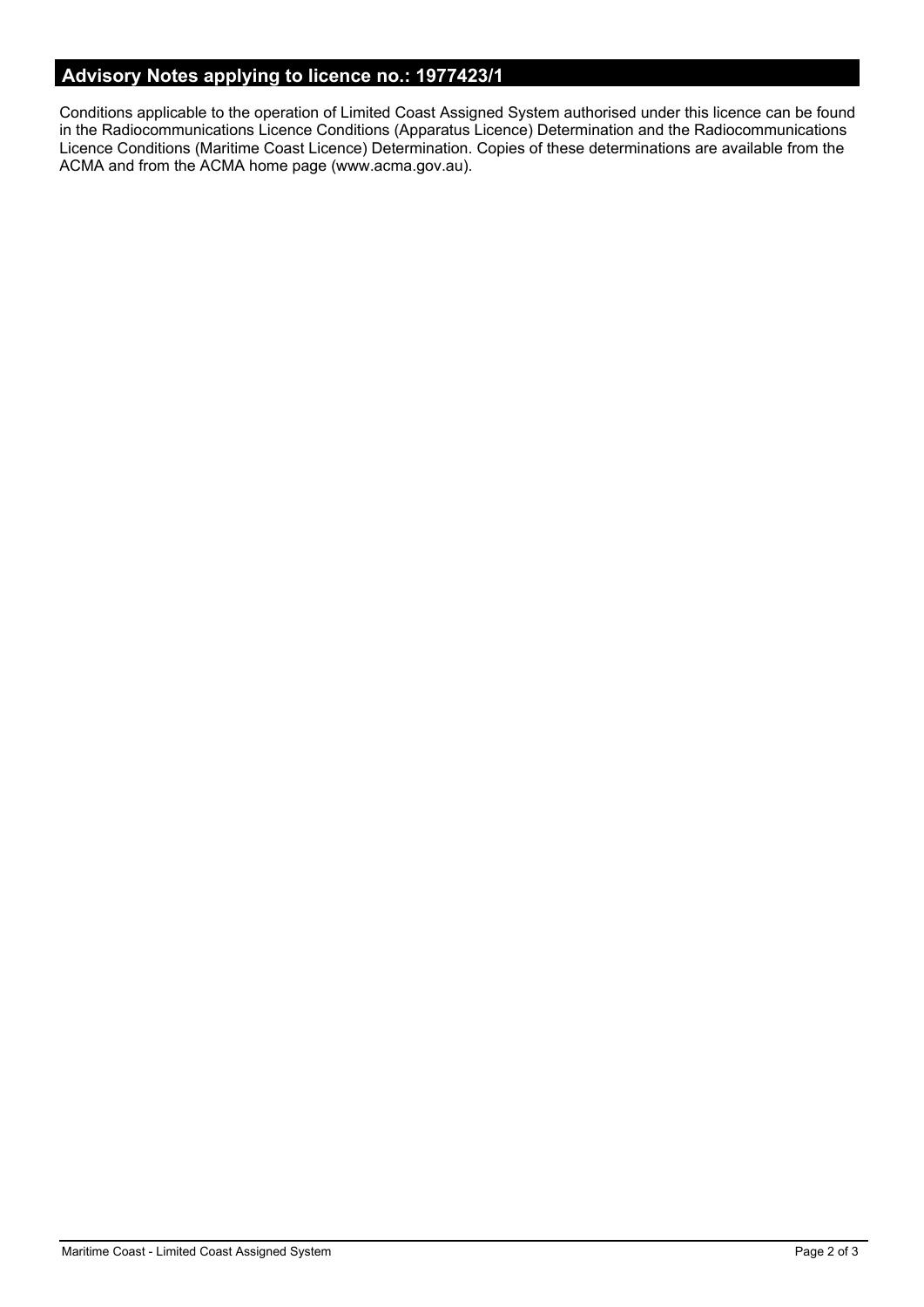## Advisory Notes applying to licence no.: 1977423/1

Conditions applicable to the operation of Limited Coast Assigned System authorised under this licence can be found in the Radiocommunications Licence Conditions (Apparatus Licence) Determination and the Radiocommunications Licence Conditions (Maritime Coast Licence) Determination. Copies of these determinations are available from the ACMA and from the ACMA home page (www.acma.gov.au).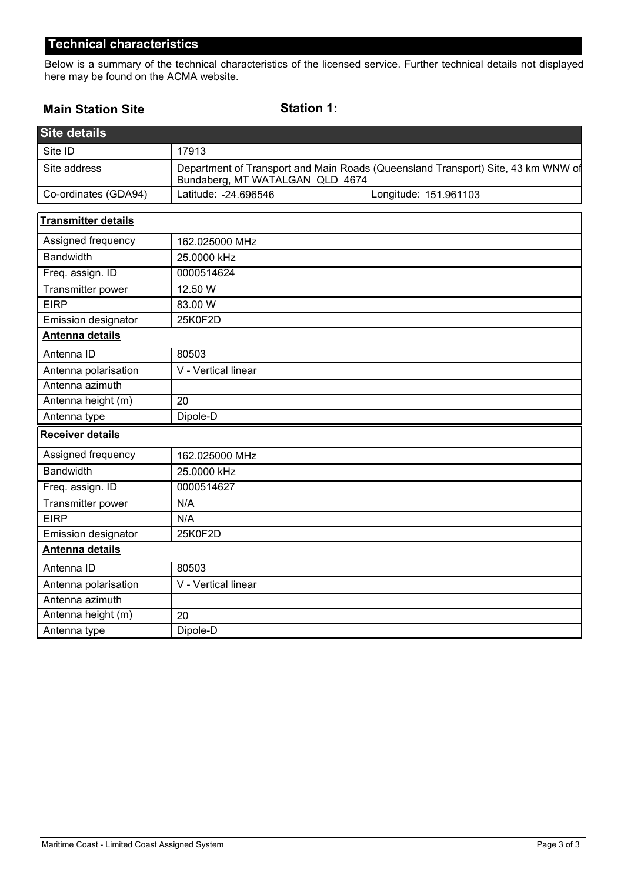## Technical characteristics

Below is a summary of the technical characteristics of the licensed service. Further technical details not displayed here may be found on the ACMA website.

**Main Station Site** **Station 1:**

| Site details | |
|---|---|
| Site ID | 17913 |
| Site address | Department of Transport and Main Roads (Queensland Transport) Site, 43 km WNW of Bundaberg, MT WATALGAN QLD 4674 |
| Co-ordinates (GDA94) | Latitude: -24.696546 Longitude: 151.961103 |

| Transmitter details | |
|---|---|
| Assigned frequency | 162.025000 MHz |
| Bandwidth | 25.0000 kHz |
| Freq. assign. ID | 0000514624 |
| Transmitter power | 12.50 W |
| EIRP | 83.00 W |
| Emission designator | 25K0F2D |
| **Antenna details** | |
| Antenna ID | 80503 |
| Antenna polarisation | V - Vertical linear |
| Antenna azimuth | |
| Antenna height (m) | 20 |
| Antenna type | Dipole-D |

| Receiver details | |
|---|---|
| Assigned frequency | 162.025000 MHz |
| Bandwidth | 25.0000 kHz |
| Freq. assign. ID | 0000514627 |
| Transmitter power | N/A |
| EIRP | N/A |
| Emission designator | 25K0F2D |
| **Antenna details** | |
| Antenna ID | 80503 |
| Antenna polarisation | V - Vertical linear |
| Antenna azimuth | |
| Antenna height (m) | 20 |
| Antenna type | Dipole-D |